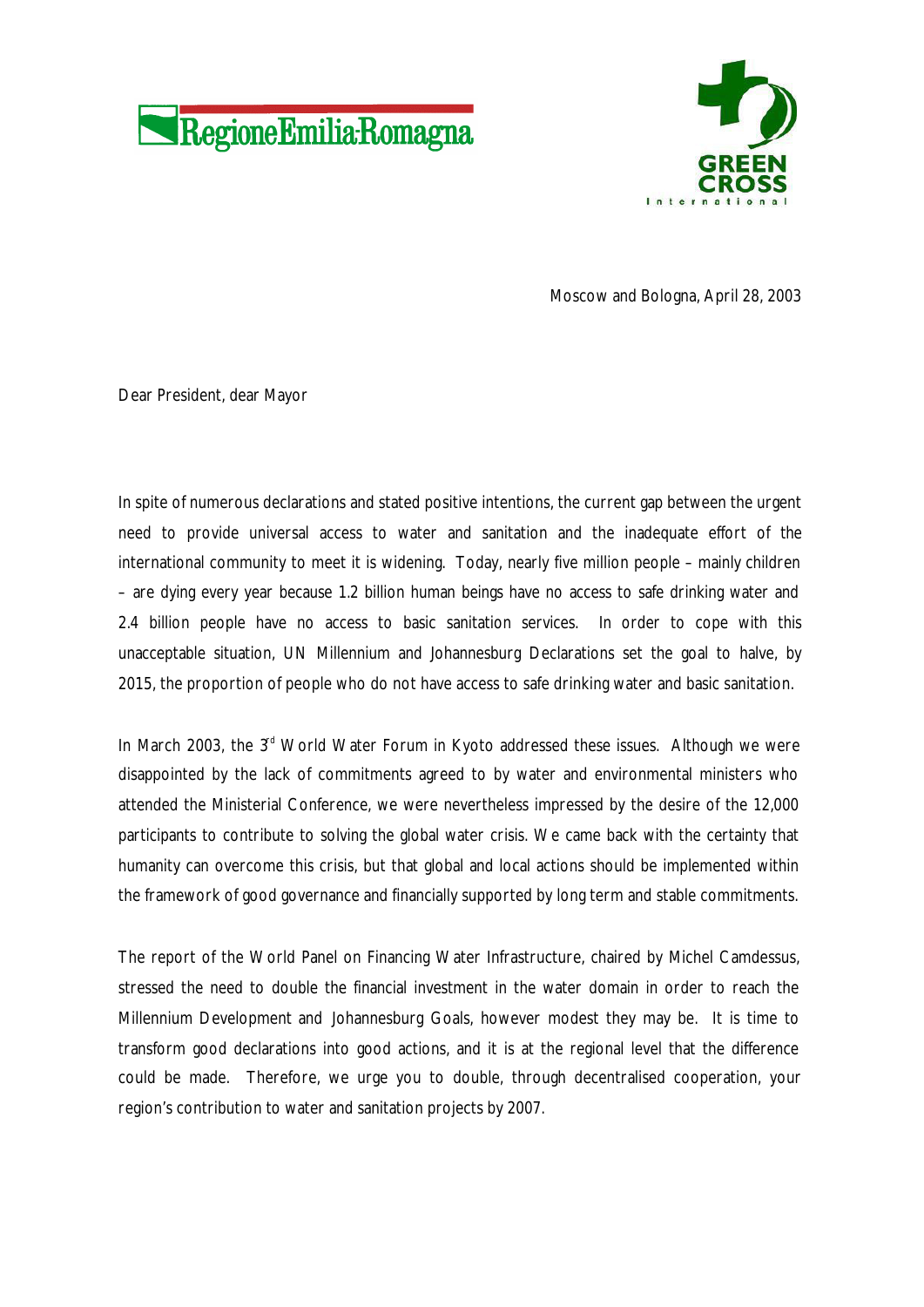Regione Emilia-Romagna

GREEN CROSS International

Moscow and Bologna, April 28, 2003

Dear President, dear Mayor

In spite of numerous declarations and stated positive intentions, the current gap between the urgent need to provide universal access to water and sanitation and the inadequate effort of the international community to meet it is widening. Today, nearly five million people – mainly children – are dying every year because 1.2 billion human beings have no access to safe drinking water and 2.4 billion people have no access to basic sanitation services. In order to cope with this unacceptable situation, UN Millennium and Johannesburg Declarations set the goal to halve, by 2015, the proportion of people who do not have access to safe drinking water and basic sanitation.

In March 2003, the 3rd World Water Forum in Kyoto addressed these issues. Although we were disappointed by the lack of commitments agreed to by water and environmental ministers who attended the Ministerial Conference, we were nevertheless impressed by the desire of the 12,000 participants to contribute to solving the global water crisis. We came back with the certainty that humanity can overcome this crisis, but that global and local actions should be implemented within the framework of good governance and financially supported by long term and stable commitments.

The report of the World Panel on Financing Water Infrastructure, chaired by Michel Camdessus, stressed the need to double the financial investment in the water domain in order to reach the Millennium Development and Johannesburg Goals, however modest they may be. It is time to transform good declarations into good actions, and it is at the regional level that the difference could be made. Therefore, we urge you to double, through decentralised cooperation, your region's contribution to water and sanitation projects by 2007.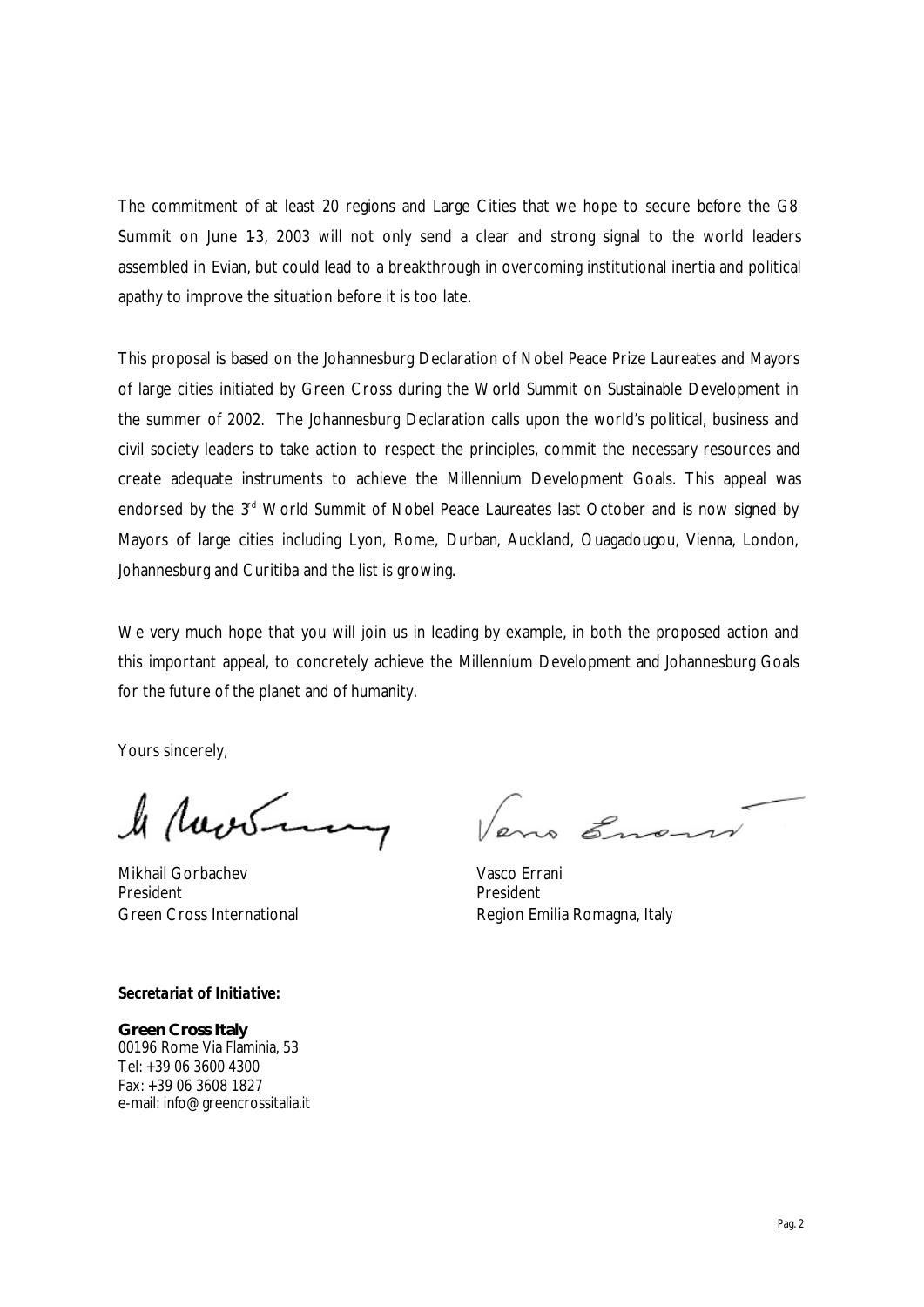The commitment of at least 20 regions and Large Cities that we hope to secure before the G8 Summit on June 1-3, 2003 will not only send a clear and strong signal to the world leaders assembled in Evian, but could lead to a breakthrough in overcoming institutional inertia and political apathy to improve the situation before it is too late.

This proposal is based on the Johannesburg Declaration of Nobel Peace Prize Laureates and Mayors of large cities initiated by Green Cross during the World Summit on Sustainable Development in the summer of 2002. The Johannesburg Declaration calls upon the world's political, business and civil society leaders to take action to respect the principles, commit the necessary resources and create adequate instruments to achieve the Millennium Development Goals. This appeal was endorsed by the 3rd World Summit of Nobel Peace Laureates last October and is now signed by Mayors of large cities including Lyon, Rome, Durban, Auckland, Ouagadougou, Vienna, London, Johannesburg and Curitiba and the list is growing.

We very much hope that you will join us in leading by example, in both the proposed action and this important appeal, to concretely achieve the Millennium Development and Johannesburg Goals for the future of the planet and of humanity.

Yours sincerely,

Mikhail Gorbachev
President
Green Cross International

Vasco Errani
President
Region Emilia Romagna, Italy

***Secretariat of Initiative:***

**Green Cross Italy**
00196 Rome Via Flaminia, 53
Tel: +39 06 3600 4300
Fax: +39 06 3608 1827
e-mail: info@greencrossitalia.it